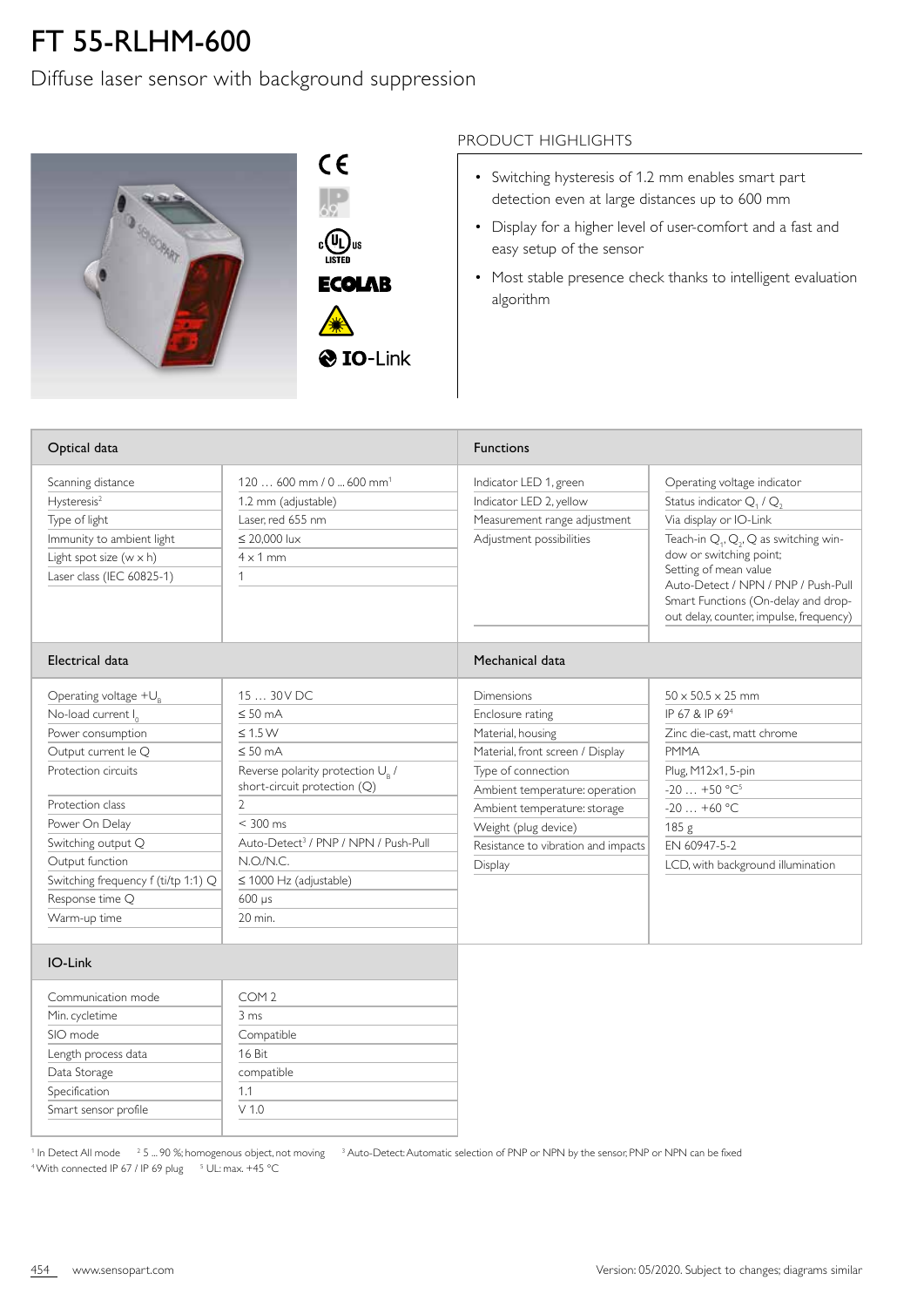# FT 55-RLHM-600

## Diffuse laser sensor with background suppression

CE

IP 69

c UL us LISTED

ECOLAB

IO-Link

### PRODUCT HIGHLIGHTS

- Switching hysteresis of 1.2 mm enables smart part detection even at large distances up to 600 mm
- Display for a higher level of user-comfort and a fast and easy setup of the sensor
- Most stable presence check thanks to intelligent evaluation algorithm

### Optical data

| | |
|---|---|
| Scanning distance | 120 … 600 mm / 0 ... 600 mm[1] |
| Hysteresis[2] | 1.2 mm (adjustable) |
| Type of light | Laser, red 655 nm |
| Immunity to ambient light | ≤ 20,000 lux |
| Light spot size (w x h) | 4 x 1 mm |
| Laser class (IEC 60825-1) | 1 |

### Functions

| | |
|---|---|
| Indicator LED 1, green | Operating voltage indicator |
| Indicator LED 2, yellow | Status indicator $Q_1$ / $Q_2$ |
| Measurement range adjustment | Via display or IO-Link |
| Adjustment possibilities | Teach-in $Q_1$, $Q_2$, Q as switching window or switching point; Setting of mean value Auto-Detect / NPN / PNP / Push-Pull Smart Functions (On-delay and drop-out delay, counter, impulse, frequency) |

### Electrical data

| | |
|---|---|
| Operating voltage $+U_B$ | 15 … 30 V DC |
| No-load current $I_0$ | ≤ 50 mA |
| Power consumption | ≤ 1.5 W |
| Output current Ie Q | ≤ 50 mA |
| Protection circuits | Reverse polarity protection $U_B$ / short-circuit protection (Q) |
| Protection class | 2 |
| Power On Delay | < 300 ms |
| Switching output Q | Auto-Detect[3] / PNP / NPN / Push-Pull |
| Output function | N.O./N.C. |
| Switching frequency f (ti/tp 1:1) Q | ≤ 1000 Hz (adjustable) |
| Response time Q | 600 µs |
| Warm-up time | 20 min. |

### Mechanical data

| | |
|---|---|
| Dimensions | 50 x 50.5 x 25 mm |
| Enclosure rating | IP 67 & IP 69[4] |
| Material, housing | Zinc die-cast, matt chrome |
| Material, front screen / Display | PMMA |
| Type of connection | Plug, M12x1, 5-pin |
| Ambient temperature: operation | -20 … +50 °C[5] |
| Ambient temperature: storage | -20 … +60 °C |
| Weight (plug device) | 185 g |
| Resistance to vibration and impacts | EN 60947-5-2 |
| Display | LCD, with background illumination |

### IO-Link

| | |
|---|---|
| Communication mode | COM 2 |
| Min. cycletime | 3 ms |
| SIO mode | Compatible |
| Length process data | 16 Bit |
| Data Storage | compatible |
| Specification | 1.1 |
| Smart sensor profile | V 1.0 |

[1] In Detect All mode [2] 5 ... 90 %; homogenous object, not moving [3] Auto-Detect: Automatic selection of PNP or NPN by the sensor, PNP or NPN can be fixed
[4] With connected IP 67 / IP 69 plug [5] UL: max. +45 °C

www.sensopart.com

Version: 05/2020. Subject to changes; diagrams similar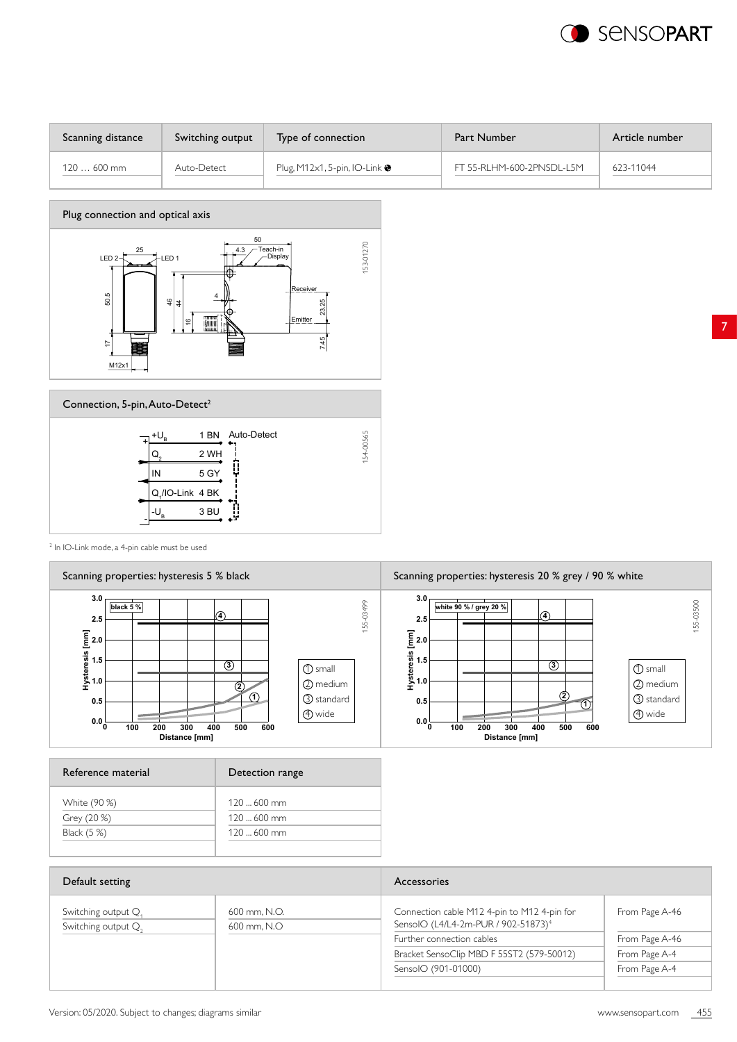| Scanning distance | Switching output | Type of connection | Part Number | Article number |
|---|---|---|---|---|
| 120 … 600 mm | Auto-Detect | Plug, M12x1, 5-pin, IO-Link | FT 55-RLHM-600-2PNSDL-L5M | 623-11044 |

## Plug connection and optical axis

50
4.3
Teach-in
Display
25
LED 2
LED 1
50.5
46
44
4
Receiver
23.25
16
Emitter
7.45
17
M12x1
153-01270

## Connection, 5-pin, Auto-Detect[2]

+ $+U_B$ 1 BN Auto-Detect
$Q_2$ 2 WH
IN 5 GY
$Q_1$/IO-Link 4 BK
- $-U_B$ 3 BU
154-00565

[2] In IO-Link mode, a 4-pin cable must be used

## Scanning properties: hysteresis 5 % black

black 5 %
Hysteresis [mm]
3.0
2.5
2.0
1.5
1.0
0.5
0.0
0 100 200 300 400 500 600
Distance [mm]
① small
② medium
③ standard
④ wide
155-03499

## Scanning properties: hysteresis 20 % grey / 90 % white

white 90 % / grey 20 %
Hysteresis [mm]
3.0
2.5
2.0
1.5
1.0
0.5
0.0
0 100 200 300 400 500 600
Distance [mm]
① small
② medium
③ standard
④ wide
155-03500

| Reference material | Detection range |
|---|---|
| White (90 %) | 120 ... 600 mm |
| Grey (20 %) | 120 ... 600 mm |
| Black (5 %) | 120 ... 600 mm |

| Default setting | |
|---|---|
| Switching output $Q_1$ | 600 mm, N.O. |
| Switching output $Q_2$ | 600 mm, N.O |

| Accessories | |
|---|---|
| Connection cable M12 4-pin to M12 4-pin for SensoIO (L4/L4-2m-PUR / 902-51873)[4] | From Page A-46 |
| Further connection cables | From Page A-46 |
| Bracket SensoClip MBD F 55ST2 (579-50012) | From Page A-4 |
| SensoIO (901-01000) | From Page A-4 |

Version: 05/2020. Subject to changes; diagrams similar